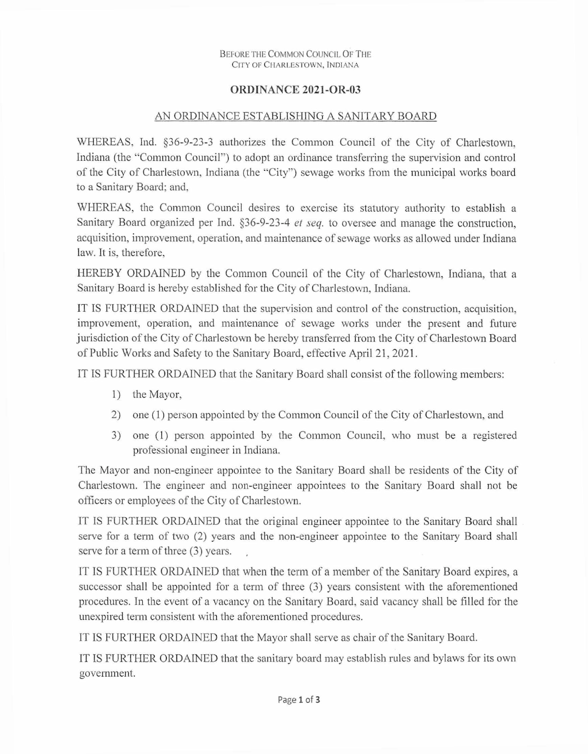BEFORE THE COMMON COUNCIL OF THE
CITY OF CHARLESTOWN, INDIANA

## ORDINANCE 2021-OR-03

### AN ORDINANCE ESTABLISHING A SANITARY BOARD

WHEREAS, Ind. §36-9-23-3 authorizes the Common Council of the City of Charlestown, Indiana (the "Common Council") to adopt an ordinance transferring the supervision and control of the City of Charlestown, Indiana (the "City") sewage works from the municipal works board to a Sanitary Board; and,

WHEREAS, the Common Council desires to exercise its statutory authority to establish a Sanitary Board organized per Ind. §36-9-23-4 *et seq.* to oversee and manage the construction, acquisition, improvement, operation, and maintenance of sewage works as allowed under Indiana law. It is, therefore,

HEREBY ORDAINED by the Common Council of the City of Charlestown, Indiana, that a Sanitary Board is hereby established for the City of Charlestown, Indiana.

IT IS FURTHER ORDAINED that the supervision and control of the construction, acquisition, improvement, operation, and maintenance of sewage works under the present and future jurisdiction of the City of Charlestown be hereby transferred from the City of Charlestown Board of Public Works and Safety to the Sanitary Board, effective April 21, 2021.

IT IS FURTHER ORDAINED that the Sanitary Board shall consist of the following members:

1) the Mayor,
2) one (1) person appointed by the Common Council of the City of Charlestown, and
3) one (1) person appointed by the Common Council, who must be a registered professional engineer in Indiana.

The Mayor and non-engineer appointee to the Sanitary Board shall be residents of the City of Charlestown. The engineer and non-engineer appointees to the Sanitary Board shall not be officers or employees of the City of Charlestown.

IT IS FURTHER ORDAINED that the original engineer appointee to the Sanitary Board shall serve for a term of two (2) years and the non-engineer appointee to the Sanitary Board shall serve for a term of three (3) years.

IT IS FURTHER ORDAINED that when the term of a member of the Sanitary Board expires, a successor shall be appointed for a term of three (3) years consistent with the aforementioned procedures. In the event of a vacancy on the Sanitary Board, said vacancy shall be filled for the unexpired term consistent with the aforementioned procedures.

IT IS FURTHER ORDAINED that the Mayor shall serve as chair of the Sanitary Board.

IT IS FURTHER ORDAINED that the sanitary board may establish rules and bylaws for its own government.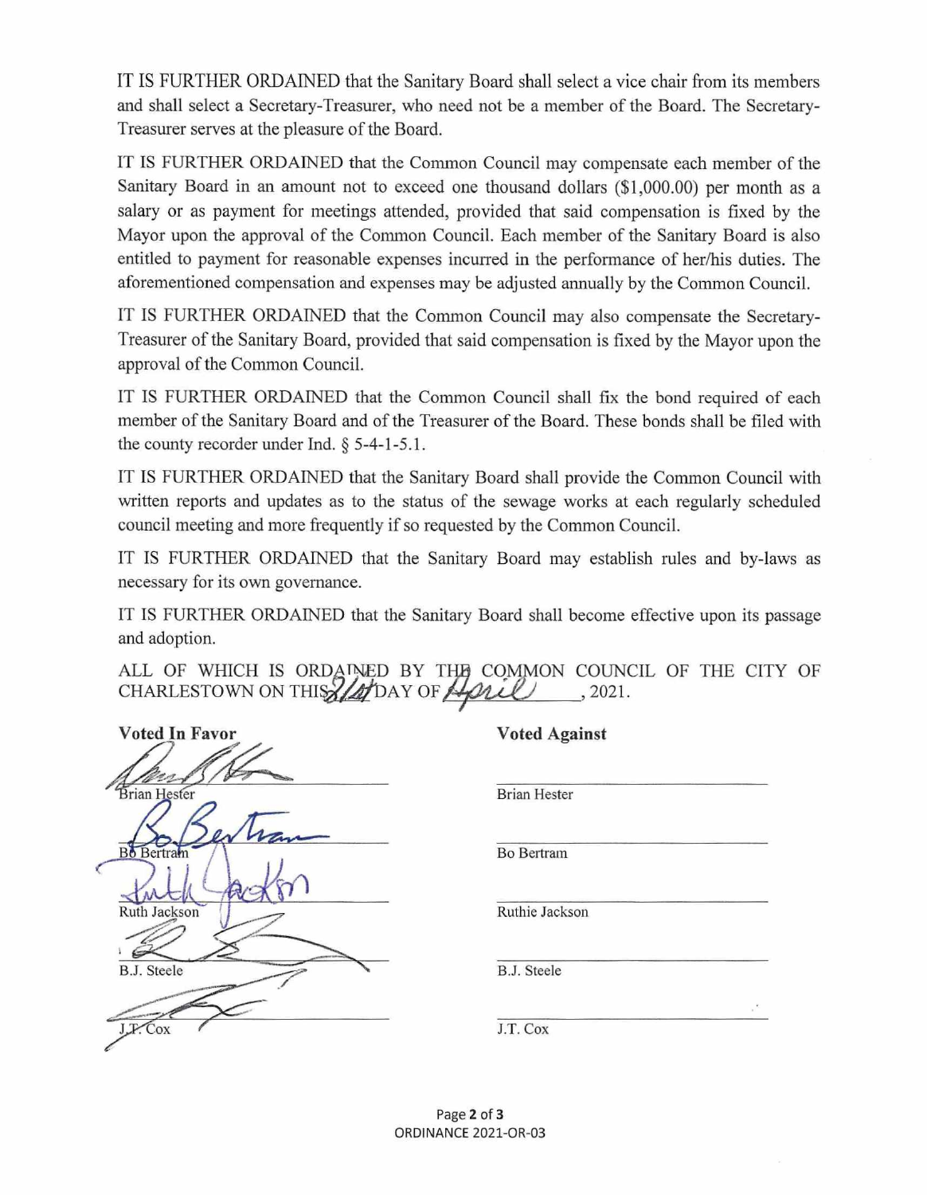IT IS FURTHER ORDAINED that the Sanitary Board shall select a vice chair from its members and shall select a Secretary-Treasurer, who need not be a member of the Board. The Secretary-Treasurer serves at the pleasure of the Board.

IT IS FURTHER ORDAINED that the Common Council may compensate each member of the Sanitary Board in an amount not to exceed one thousand dollars ($1,000.00) per month as a salary or as payment for meetings attended, provided that said compensation is fixed by the Mayor upon the approval of the Common Council. Each member of the Sanitary Board is also entitled to payment for reasonable expenses incurred in the performance of her/his duties. The aforementioned compensation and expenses may be adjusted annually by the Common Council.

IT IS FURTHER ORDAINED that the Common Council may also compensate the Secretary-Treasurer of the Sanitary Board, provided that said compensation is fixed by the Mayor upon the approval of the Common Council.

IT IS FURTHER ORDAINED that the Common Council shall fix the bond required of each member of the Sanitary Board and of the Treasurer of the Board. These bonds shall be filed with the county recorder under Ind. § 5-4-1-5.1.

IT IS FURTHER ORDAINED that the Sanitary Board shall provide the Common Council with written reports and updates as to the status of the sewage works at each regularly scheduled council meeting and more frequently if so requested by the Common Council.

IT IS FURTHER ORDAINED that the Sanitary Board may establish rules and by-laws as necessary for its own governance.

IT IS FURTHER ORDAINED that the Sanitary Board shall become effective upon its passage and adoption.

ALL OF WHICH IS ORDAINED BY THE COMMON COUNCIL OF THE CITY OF CHARLESTOWN ON THIS 21st DAY OF April, 2021.

| Voted In Favor | Voted Against |
|---|---|
| *[signature]* Brian Hester | Brian Hester |
| *[signature]* Bo Bertram | Bo Bertram |
| *[signature]* Ruth Jackson | Ruthie Jackson |
| *[signature]* B.J. Steele | B.J. Steele |
| *[signature]* J.T. Cox | J.T. Cox |

ORDINANCE 2021-OR-03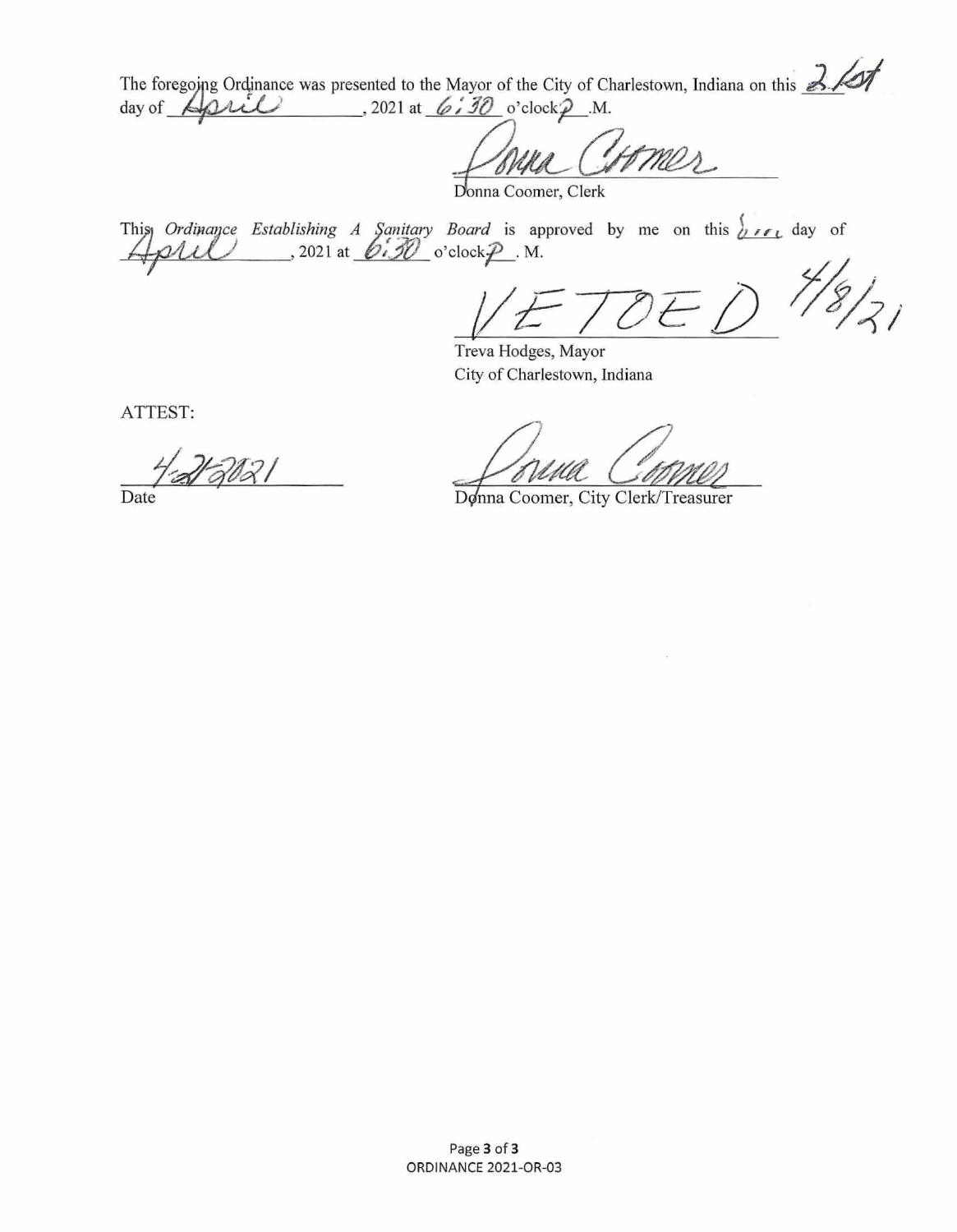The foregoing Ordinance was presented to the Mayor of the City of Charlestown, Indiana on this 21st day of April, 2021 at 6:30 o'clock P.M.

Donna Coomer

Donna Coomer, Clerk

This *Ordinance Establishing A Sanitary Board* is approved by me on this 8th day of April, 2021 at 6:30 o'clock P. M.

VETOED 4/8/21

Treva Hodges, Mayor
City of Charlestown, Indiana

ATTEST:

4-21-2021

Date

Donna Coomer

Donna Coomer, City Clerk/Treasurer

ORDINANCE 2021-OR-03